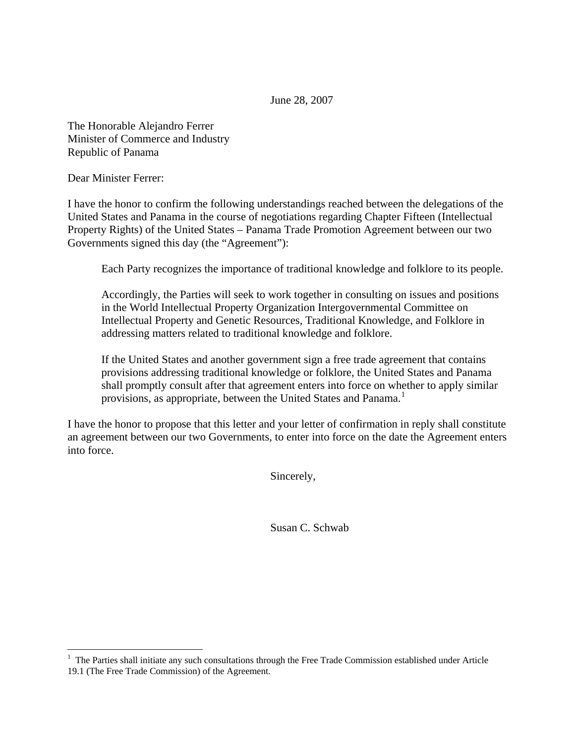June 28, 2007

The Honorable Alejandro Ferrer
Minister of Commerce and Industry
Republic of Panama

Dear Minister Ferrer:

I have the honor to confirm the following understandings reached between the delegations of the United States and Panama in the course of negotiations regarding Chapter Fifteen (Intellectual Property Rights) of the United States – Panama Trade Promotion Agreement between our two Governments signed this day (the "Agreement"):

> Each Party recognizes the importance of traditional knowledge and folklore to its people.
>
> Accordingly, the Parties will seek to work together in consulting on issues and positions in the World Intellectual Property Organization Intergovernmental Committee on Intellectual Property and Genetic Resources, Traditional Knowledge, and Folklore in addressing matters related to traditional knowledge and folklore.
>
> If the United States and another government sign a free trade agreement that contains provisions addressing traditional knowledge or folklore, the United States and Panama shall promptly consult after that agreement enters into force on whether to apply similar provisions, as appropriate, between the United States and Panama.[1]

I have the honor to propose that this letter and your letter of confirmation in reply shall constitute an agreement between our two Governments, to enter into force on the date the Agreement enters into force.

Sincerely,

Susan C. Schwab

---

[1] The Parties shall initiate any such consultations through the Free Trade Commission established under Article 19.1 (The Free Trade Commission) of the Agreement.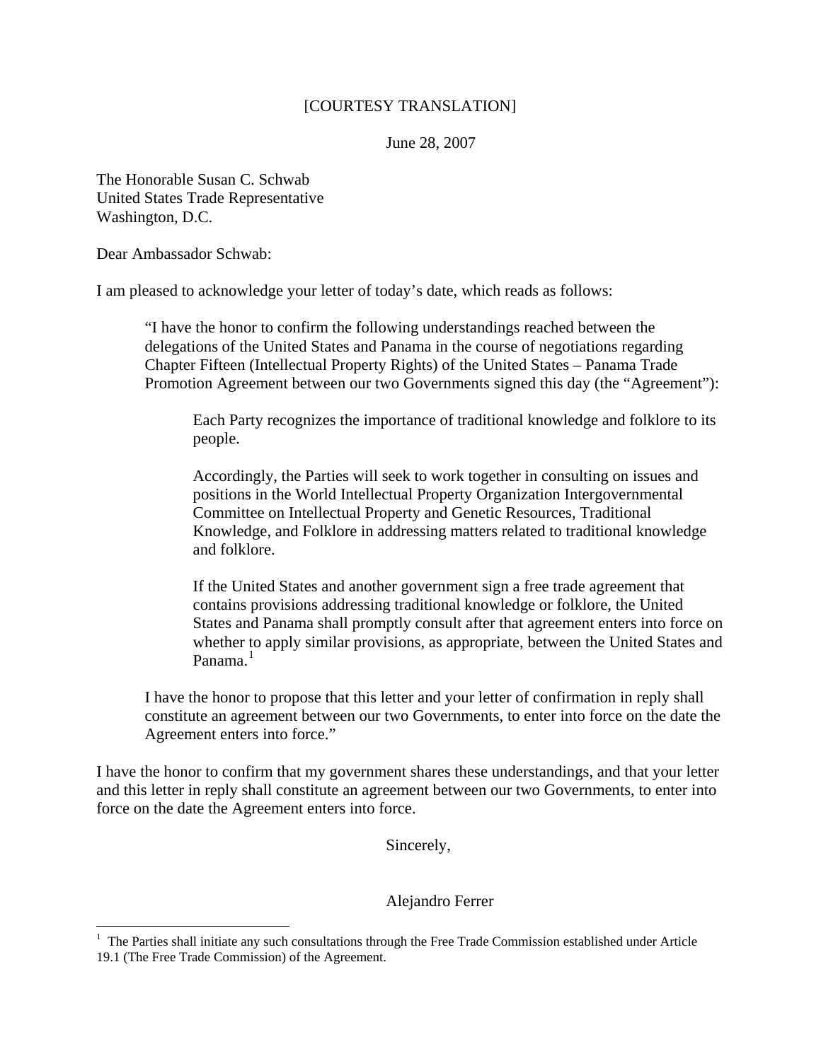[COURTESY TRANSLATION]

June 28, 2007

The Honorable Susan C. Schwab
United States Trade Representative
Washington, D.C.

Dear Ambassador Schwab:

I am pleased to acknowledge your letter of today's date, which reads as follows:

> "I have the honor to confirm the following understandings reached between the delegations of the United States and Panama in the course of negotiations regarding Chapter Fifteen (Intellectual Property Rights) of the United States – Panama Trade Promotion Agreement between our two Governments signed this day (the "Agreement"):
>
> > Each Party recognizes the importance of traditional knowledge and folklore to its people.
> >
> > Accordingly, the Parties will seek to work together in consulting on issues and positions in the World Intellectual Property Organization Intergovernmental Committee on Intellectual Property and Genetic Resources, Traditional Knowledge, and Folklore in addressing matters related to traditional knowledge and folklore.
> >
> > If the United States and another government sign a free trade agreement that contains provisions addressing traditional knowledge or folklore, the United States and Panama shall promptly consult after that agreement enters into force on whether to apply similar provisions, as appropriate, between the United States and Panama.[1]
>
> I have the honor to propose that this letter and your letter of confirmation in reply shall constitute an agreement between our two Governments, to enter into force on the date the Agreement enters into force."

I have the honor to confirm that my government shares these understandings, and that your letter and this letter in reply shall constitute an agreement between our two Governments, to enter into force on the date the Agreement enters into force.

Sincerely,

Alejandro Ferrer

---

[1] The Parties shall initiate any such consultations through the Free Trade Commission established under Article 19.1 (The Free Trade Commission) of the Agreement.